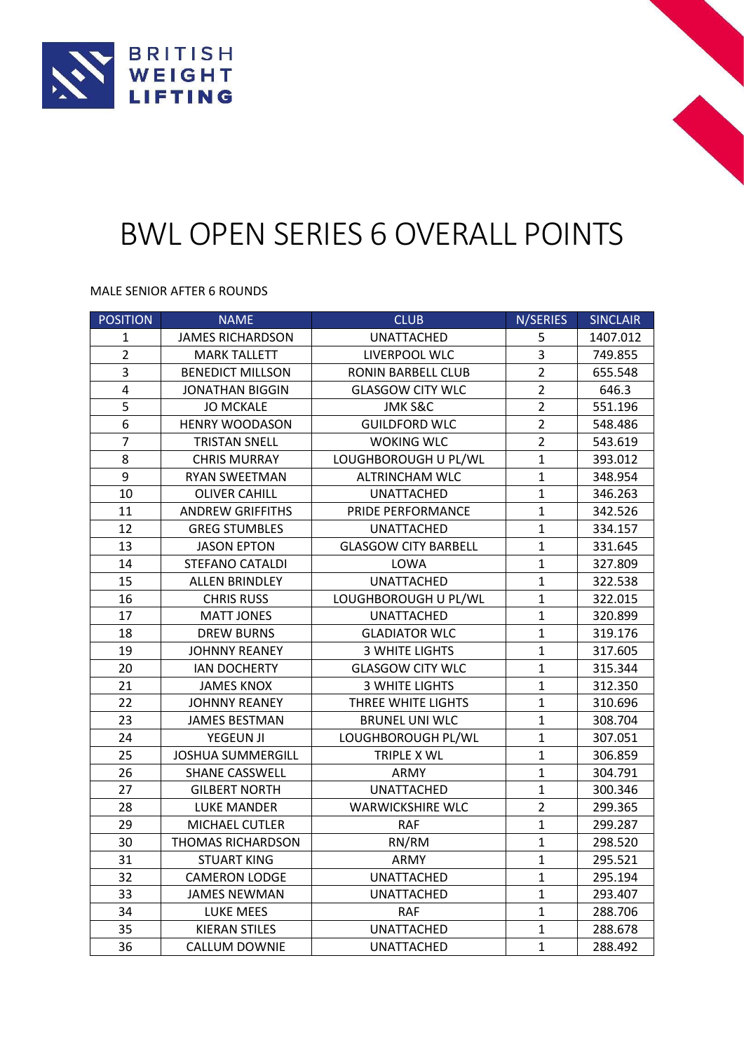# BWL OPEN SERIES 6 OVERALL POINTS

MALE SENIOR AFTER 6 ROUNDS

| POSITION | NAME | CLUB | N/SERIES | SINCLAIR |
|---|---|---|---|---|
| 1 | JAMES RICHARDSON | UNATTACHED | 5 | 1407.012 |
| 2 | MARK TALLETT | LIVERPOOL WLC | 3 | 749.855 |
| 3 | BENEDICT MILLSON | RONIN BARBELL CLUB | 2 | 655.548 |
| 4 | JONATHAN BIGGIN | GLASGOW CITY WLC | 2 | 646.3 |
| 5 | JO MCKALE | JMK S&C | 2 | 551.196 |
| 6 | HENRY WOODASON | GUILDFORD WLC | 2 | 548.486 |
| 7 | TRISTAN SNELL | WOKING WLC | 2 | 543.619 |
| 8 | CHRIS MURRAY | LOUGHBOROUGH U PL/WL | 1 | 393.012 |
| 9 | RYAN SWEETMAN | ALTRINCHAM WLC | 1 | 348.954 |
| 10 | OLIVER CAHILL | UNATTACHED | 1 | 346.263 |
| 11 | ANDREW GRIFFITHS | PRIDE PERFORMANCE | 1 | 342.526 |
| 12 | GREG STUMBLES | UNATTACHED | 1 | 334.157 |
| 13 | JASON EPTON | GLASGOW CITY BARBELL | 1 | 331.645 |
| 14 | STEFANO CATALDI | LOWA | 1 | 327.809 |
| 15 | ALLEN BRINDLEY | UNATTACHED | 1 | 322.538 |
| 16 | CHRIS RUSS | LOUGHBOROUGH U PL/WL | 1 | 322.015 |
| 17 | MATT JONES | UNATTACHED | 1 | 320.899 |
| 18 | DREW BURNS | GLADIATOR WLC | 1 | 319.176 |
| 19 | JOHNNY REANEY | 3 WHITE LIGHTS | 1 | 317.605 |
| 20 | IAN DOCHERTY | GLASGOW CITY WLC | 1 | 315.344 |
| 21 | JAMES KNOX | 3 WHITE LIGHTS | 1 | 312.350 |
| 22 | JOHNNY REANEY | THREE WHITE LIGHTS | 1 | 310.696 |
| 23 | JAMES BESTMAN | BRUNEL UNI WLC | 1 | 308.704 |
| 24 | YEGEUN JI | LOUGHBOROUGH PL/WL | 1 | 307.051 |
| 25 | JOSHUA SUMMERGILL | TRIPLE X WL | 1 | 306.859 |
| 26 | SHANE CASSWELL | ARMY | 1 | 304.791 |
| 27 | GILBERT NORTH | UNATTACHED | 1 | 300.346 |
| 28 | LUKE MANDER | WARWICKSHIRE WLC | 2 | 299.365 |
| 29 | MICHAEL CUTLER | RAF | 1 | 299.287 |
| 30 | THOMAS RICHARDSON | RN/RM | 1 | 298.520 |
| 31 | STUART KING | ARMY | 1 | 295.521 |
| 32 | CAMERON LODGE | UNATTACHED | 1 | 295.194 |
| 33 | JAMES NEWMAN | UNATTACHED | 1 | 293.407 |
| 34 | LUKE MEES | RAF | 1 | 288.706 |
| 35 | KIERAN STILES | UNATTACHED | 1 | 288.678 |
| 36 | CALLUM DOWNIE | UNATTACHED | 1 | 288.492 |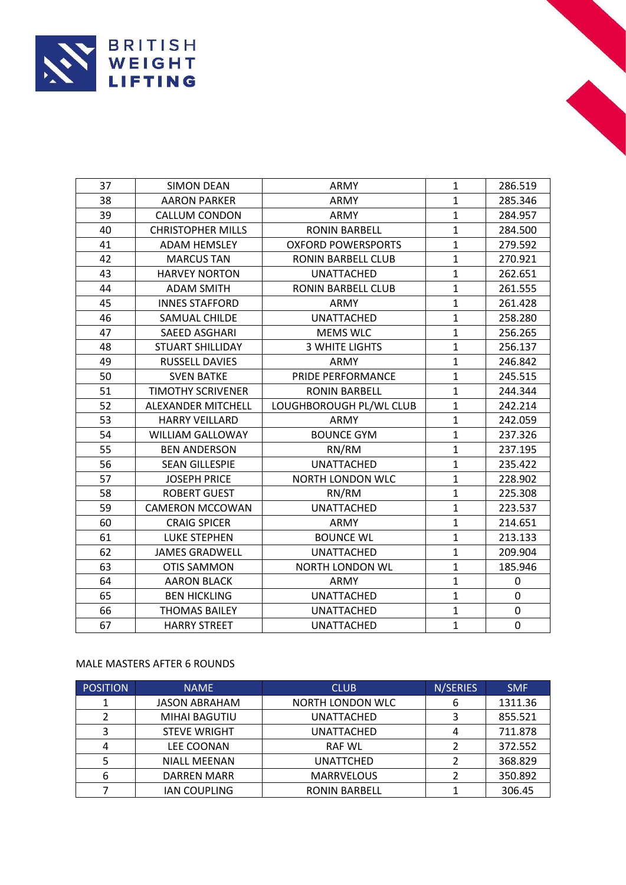| | | | | |
|---|---|---|---|---|
| 37 | SIMON DEAN | ARMY | 1 | 286.519 |
| 38 | AARON PARKER | ARMY | 1 | 285.346 |
| 39 | CALLUM CONDON | ARMY | 1 | 284.957 |
| 40 | CHRISTOPHER MILLS | RONIN BARBELL | 1 | 284.500 |
| 41 | ADAM HEMSLEY | OXFORD POWERSPORTS | 1 | 279.592 |
| 42 | MARCUS TAN | RONIN BARBELL CLUB | 1 | 270.921 |
| 43 | HARVEY NORTON | UNATTACHED | 1 | 262.651 |
| 44 | ADAM SMITH | RONIN BARBELL CLUB | 1 | 261.555 |
| 45 | INNES STAFFORD | ARMY | 1 | 261.428 |
| 46 | SAMUAL CHILDE | UNATTACHED | 1 | 258.280 |
| 47 | SAEED ASGHARI | MEMS WLC | 1 | 256.265 |
| 48 | STUART SHILLIDAY | 3 WHITE LIGHTS | 1 | 256.137 |
| 49 | RUSSELL DAVIES | ARMY | 1 | 246.842 |
| 50 | SVEN BATKE | PRIDE PERFORMANCE | 1 | 245.515 |
| 51 | TIMOTHY SCRIVENER | RONIN BARBELL | 1 | 244.344 |
| 52 | ALEXANDER MITCHELL | LOUGHBOROUGH PL/WL CLUB | 1 | 242.214 |
| 53 | HARRY VEILLARD | ARMY | 1 | 242.059 |
| 54 | WILLIAM GALLOWAY | BOUNCE GYM | 1 | 237.326 |
| 55 | BEN ANDERSON | RN/RM | 1 | 237.195 |
| 56 | SEAN GILLESPIE | UNATTACHED | 1 | 235.422 |
| 57 | JOSEPH PRICE | NORTH LONDON WLC | 1 | 228.902 |
| 58 | ROBERT GUEST | RN/RM | 1 | 225.308 |
| 59 | CAMERON MCCOWAN | UNATTACHED | 1 | 223.537 |
| 60 | CRAIG SPICER | ARMY | 1 | 214.651 |
| 61 | LUKE STEPHEN | BOUNCE WL | 1 | 213.133 |
| 62 | JAMES GRADWELL | UNATTACHED | 1 | 209.904 |
| 63 | OTIS SAMMON | NORTH LONDON WL | 1 | 185.946 |
| 64 | AARON BLACK | ARMY | 1 | 0 |
| 65 | BEN HICKLING | UNATTACHED | 1 | 0 |
| 66 | THOMAS BAILEY | UNATTACHED | 1 | 0 |
| 67 | HARRY STREET | UNATTACHED | 1 | 0 |

MALE MASTERS AFTER 6 ROUNDS

| POSITION | NAME | CLUB | N/SERIES | SMF |
|---|---|---|---|---|
| 1 | JASON ABRAHAM | NORTH LONDON WLC | 6 | 1311.36 |
| 2 | MIHAI BAGUTIU | UNATTACHED | 3 | 855.521 |
| 3 | STEVE WRIGHT | UNATTACHED | 4 | 711.878 |
| 4 | LEE COONAN | RAF WL | 2 | 372.552 |
| 5 | NIALL MEENAN | UNATTCHED | 2 | 368.829 |
| 6 | DARREN MARR | MARRVELOUS | 2 | 350.892 |
| 7 | IAN COUPLING | RONIN BARBELL | 1 | 306.45 |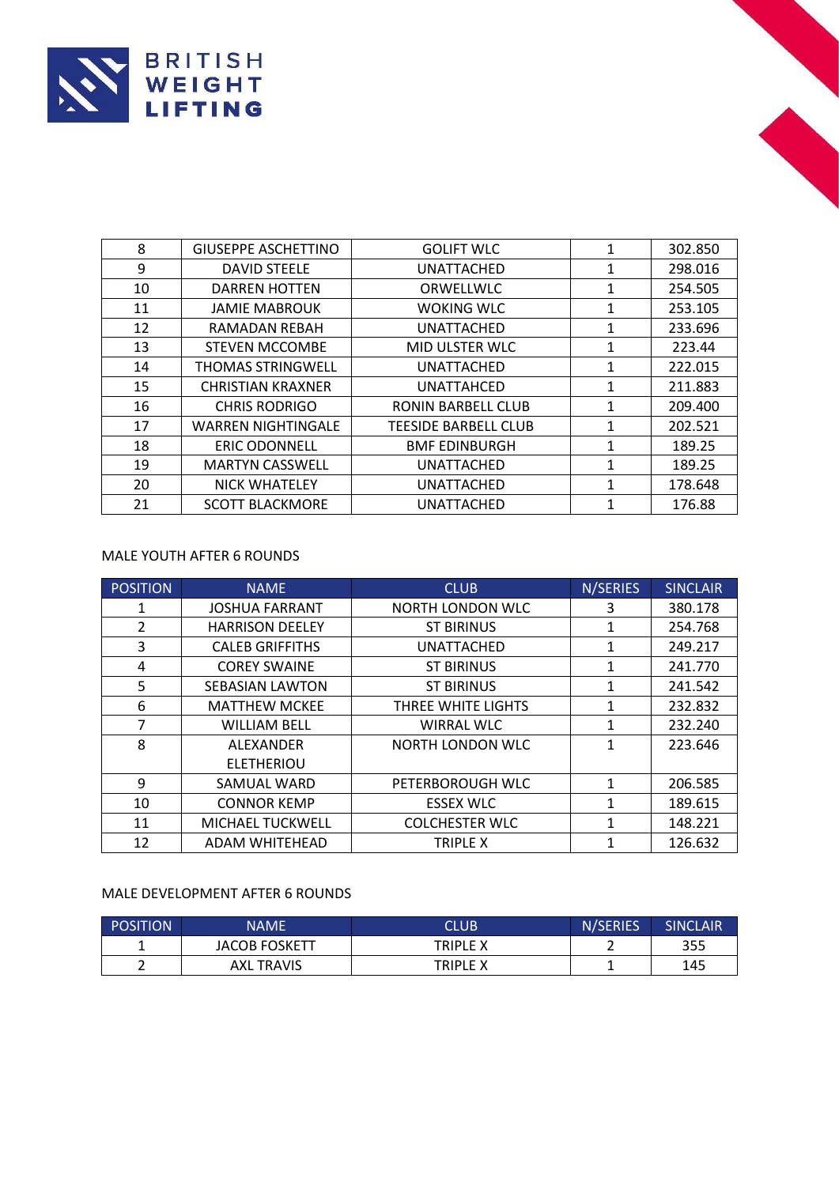| | | | | |
|---|---|---|---|---|
| 8 | GIUSEPPE ASCHETTINO | GOLIFT WLC | 1 | 302.850 |
| 9 | DAVID STEELE | UNATTACHED | 1 | 298.016 |
| 10 | DARREN HOTTEN | ORWELLWLC | 1 | 254.505 |
| 11 | JAMIE MABROUK | WOKING WLC | 1 | 253.105 |
| 12 | RAMADAN REBAH | UNATTACHED | 1 | 233.696 |
| 13 | STEVEN MCCOMBE | MID ULSTER WLC | 1 | 223.44 |
| 14 | THOMAS STRINGWELL | UNATTACHED | 1 | 222.015 |
| 15 | CHRISTIAN KRAXNER | UNATTAHCED | 1 | 211.883 |
| 16 | CHRIS RODRIGO | RONIN BARBELL CLUB | 1 | 209.400 |
| 17 | WARREN NIGHTINGALE | TEESIDE BARBELL CLUB | 1 | 202.521 |
| 18 | ERIC ODONNELL | BMF EDINBURGH | 1 | 189.25 |
| 19 | MARTYN CASSWELL | UNATTACHED | 1 | 189.25 |
| 20 | NICK WHATELEY | UNATTACHED | 1 | 178.648 |
| 21 | SCOTT BLACKMORE | UNATTACHED | 1 | 176.88 |

MALE YOUTH AFTER 6 ROUNDS

| POSITION | NAME | CLUB | N/SERIES | SINCLAIR |
|---|---|---|---|---|
| 1 | JOSHUA FARRANT | NORTH LONDON WLC | 3 | 380.178 |
| 2 | HARRISON DEELEY | ST BIRINUS | 1 | 254.768 |
| 3 | CALEB GRIFFITHS | UNATTACHED | 1 | 249.217 |
| 4 | COREY SWAINE | ST BIRINUS | 1 | 241.770 |
| 5 | SEBASIAN LAWTON | ST BIRINUS | 1 | 241.542 |
| 6 | MATTHEW MCKEE | THREE WHITE LIGHTS | 1 | 232.832 |
| 7 | WILLIAM BELL | WIRRAL WLC | 1 | 232.240 |
| 8 | ALEXANDER ELETHERIOU | NORTH LONDON WLC | 1 | 223.646 |
| 9 | SAMUAL WARD | PETERBOROUGH WLC | 1 | 206.585 |
| 10 | CONNOR KEMP | ESSEX WLC | 1 | 189.615 |
| 11 | MICHAEL TUCKWELL | COLCHESTER WLC | 1 | 148.221 |
| 12 | ADAM WHITEHEAD | TRIPLE X | 1 | 126.632 |

MALE DEVELOPMENT AFTER 6 ROUNDS

| POSITION | NAME | CLUB | N/SERIES | SINCLAIR |
|---|---|---|---|---|
| 1 | JACOB FOSKETT | TRIPLE X | 2 | 355 |
| 2 | AXL TRAVIS | TRIPLE X | 1 | 145 |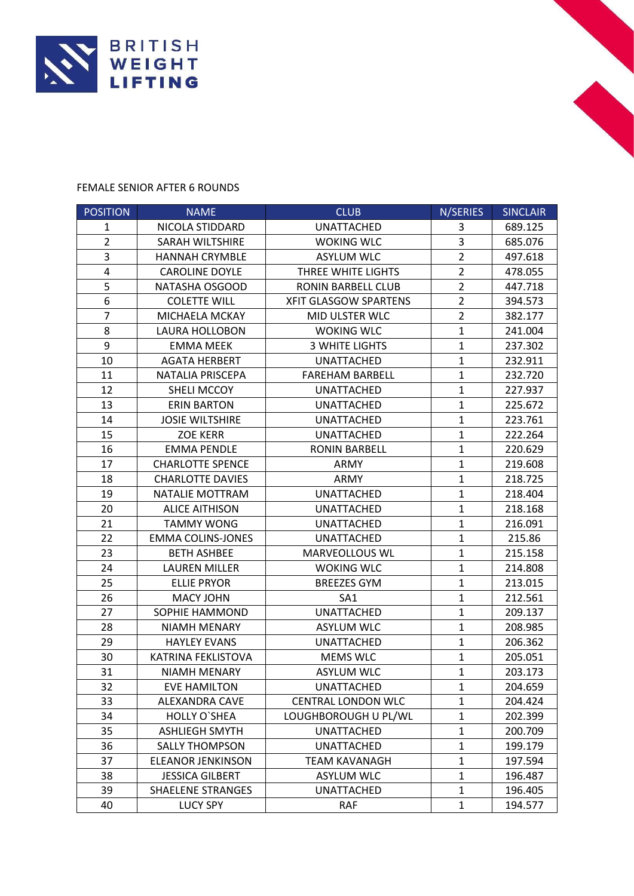FEMALE SENIOR AFTER 6 ROUNDS

| POSITION | NAME | CLUB | N/SERIES | SINCLAIR |
|---|---|---|---|---|
| 1 | NICOLA STIDDARD | UNATTACHED | 3 | 689.125 |
| 2 | SARAH WILTSHIRE | WOKING WLC | 3 | 685.076 |
| 3 | HANNAH CRYMBLE | ASYLUM WLC | 2 | 497.618 |
| 4 | CAROLINE DOYLE | THREE WHITE LIGHTS | 2 | 478.055 |
| 5 | NATASHA OSGOOD | RONIN BARBELL CLUB | 2 | 447.718 |
| 6 | COLETTE WILL | XFIT GLASGOW SPARTENS | 2 | 394.573 |
| 7 | MICHAELA MCKAY | MID ULSTER WLC | 2 | 382.177 |
| 8 | LAURA HOLLOBON | WOKING WLC | 1 | 241.004 |
| 9 | EMMA MEEK | 3 WHITE LIGHTS | 1 | 237.302 |
| 10 | AGATA HERBERT | UNATTACHED | 1 | 232.911 |
| 11 | NATALIA PRISCEPA | FAREHAM BARBELL | 1 | 232.720 |
| 12 | SHELI MCCOY | UNATTACHED | 1 | 227.937 |
| 13 | ERIN BARTON | UNATTACHED | 1 | 225.672 |
| 14 | JOSIE WILTSHIRE | UNATTACHED | 1 | 223.761 |
| 15 | ZOE KERR | UNATTACHED | 1 | 222.264 |
| 16 | EMMA PENDLE | RONIN BARBELL | 1 | 220.629 |
| 17 | CHARLOTTE SPENCE | ARMY | 1 | 219.608 |
| 18 | CHARLOTTE DAVIES | ARMY | 1 | 218.725 |
| 19 | NATALIE MOTTRAM | UNATTACHED | 1 | 218.404 |
| 20 | ALICE AITHISON | UNATTACHED | 1 | 218.168 |
| 21 | TAMMY WONG | UNATTACHED | 1 | 216.091 |
| 22 | EMMA COLINS-JONES | UNATTACHED | 1 | 215.86 |
| 23 | BETH ASHBEE | MARVEOLLOUS WL | 1 | 215.158 |
| 24 | LAUREN MILLER | WOKING WLC | 1 | 214.808 |
| 25 | ELLIE PRYOR | BREEZES GYM | 1 | 213.015 |
| 26 | MACY JOHN | SA1 | 1 | 212.561 |
| 27 | SOPHIE HAMMOND | UNATTACHED | 1 | 209.137 |
| 28 | NIAMH MENARY | ASYLUM WLC | 1 | 208.985 |
| 29 | HAYLEY EVANS | UNATTACHED | 1 | 206.362 |
| 30 | KATRINA FEKLISTOVA | MEMS WLC | 1 | 205.051 |
| 31 | NIAMH MENARY | ASYLUM WLC | 1 | 203.173 |
| 32 | EVE HAMILTON | UNATTACHED | 1 | 204.659 |
| 33 | ALEXANDRA CAVE | CENTRAL LONDON WLC | 1 | 204.424 |
| 34 | HOLLY O`SHEA | LOUGHBOROUGH U PL/WL | 1 | 202.399 |
| 35 | ASHLIEGH SMYTH | UNATTACHED | 1 | 200.709 |
| 36 | SALLY THOMPSON | UNATTACHED | 1 | 199.179 |
| 37 | ELEANOR JENKINSON | TEAM KAVANAGH | 1 | 197.594 |
| 38 | JESSICA GILBERT | ASYLUM WLC | 1 | 196.487 |
| 39 | SHAELENE STRANGES | UNATTACHED | 1 | 196.405 |
| 40 | LUCY SPY | RAF | 1 | 194.577 |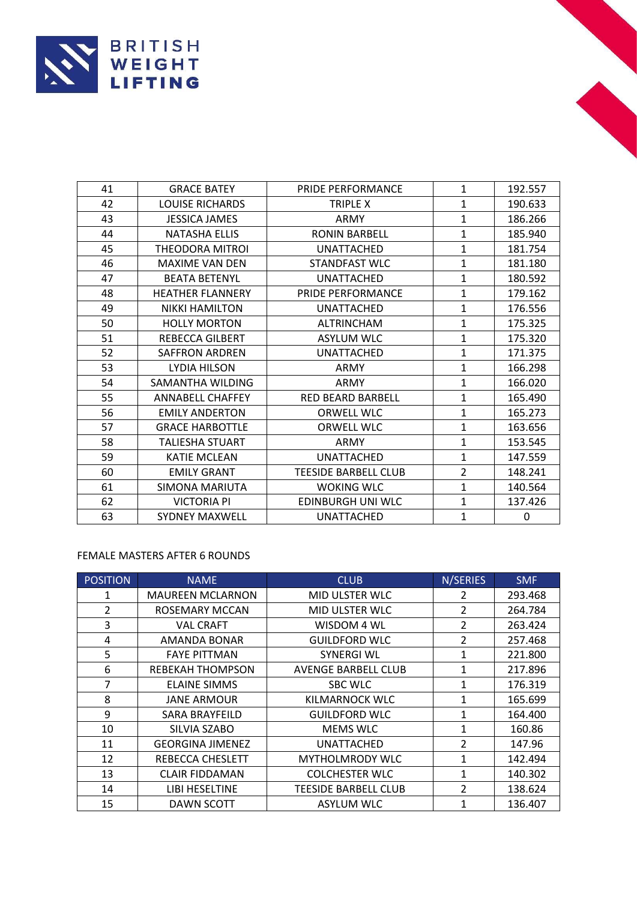| | | | | |
|---|---|---|---|---|
| 41 | GRACE BATEY | PRIDE PERFORMANCE | 1 | 192.557 |
| 42 | LOUISE RICHARDS | TRIPLE X | 1 | 190.633 |
| 43 | JESSICA JAMES | ARMY | 1 | 186.266 |
| 44 | NATASHA ELLIS | RONIN BARBELL | 1 | 185.940 |
| 45 | THEODORA MITROI | UNATTACHED | 1 | 181.754 |
| 46 | MAXIME VAN DEN | STANDFAST WLC | 1 | 181.180 |
| 47 | BEATA BETENYL | UNATTACHED | 1 | 180.592 |
| 48 | HEATHER FLANNERY | PRIDE PERFORMANCE | 1 | 179.162 |
| 49 | NIKKI HAMILTON | UNATTACHED | 1 | 176.556 |
| 50 | HOLLY MORTON | ALTRINCHAM | 1 | 175.325 |
| 51 | REBECCA GILBERT | ASYLUM WLC | 1 | 175.320 |
| 52 | SAFFRON ARDREN | UNATTACHED | 1 | 171.375 |
| 53 | LYDIA HILSON | ARMY | 1 | 166.298 |
| 54 | SAMANTHA WILDING | ARMY | 1 | 166.020 |
| 55 | ANNABELL CHAFFEY | RED BEARD BARBELL | 1 | 165.490 |
| 56 | EMILY ANDERTON | ORWELL WLC | 1 | 165.273 |
| 57 | GRACE HARBOTTLE | ORWELL WLC | 1 | 163.656 |
| 58 | TALIESHA STUART | ARMY | 1 | 153.545 |
| 59 | KATIE MCLEAN | UNATTACHED | 1 | 147.559 |
| 60 | EMILY GRANT | TEESIDE BARBELL CLUB | 2 | 148.241 |
| 61 | SIMONA MARIUTA | WOKING WLC | 1 | 140.564 |
| 62 | VICTORIA PI | EDINBURGH UNI WLC | 1 | 137.426 |
| 63 | SYDNEY MAXWELL | UNATTACHED | 1 | 0 |

FEMALE MASTERS AFTER 6 ROUNDS

| POSITION | NAME | CLUB | N/SERIES | SMF |
|---|---|---|---|---|
| 1 | MAUREEN MCLARNON | MID ULSTER WLC | 2 | 293.468 |
| 2 | ROSEMARY MCCAN | MID ULSTER WLC | 2 | 264.784 |
| 3 | VAL CRAFT | WISDOM 4 WL | 2 | 263.424 |
| 4 | AMANDA BONAR | GUILDFORD WLC | 2 | 257.468 |
| 5 | FAYE PITTMAN | SYNERGI WL | 1 | 221.800 |
| 6 | REBEKAH THOMPSON | AVENGE BARBELL CLUB | 1 | 217.896 |
| 7 | ELAINE SIMMS | SBC WLC | 1 | 176.319 |
| 8 | JANE ARMOUR | KILMARNOCK WLC | 1 | 165.699 |
| 9 | SARA BRAYFEILD | GUILDFORD WLC | 1 | 164.400 |
| 10 | SILVIA SZABO | MEMS WLC | 1 | 160.86 |
| 11 | GEORGINA JIMENEZ | UNATTACHED | 2 | 147.96 |
| 12 | REBECCA CHESLETT | MYTHOLMRODY WLC | 1 | 142.494 |
| 13 | CLAIR FIDDAMAN | COLCHESTER WLC | 1 | 140.302 |
| 14 | LIBI HESELTINE | TEESIDE BARBELL CLUB | 2 | 138.624 |
| 15 | DAWN SCOTT | ASYLUM WLC | 1 | 136.407 |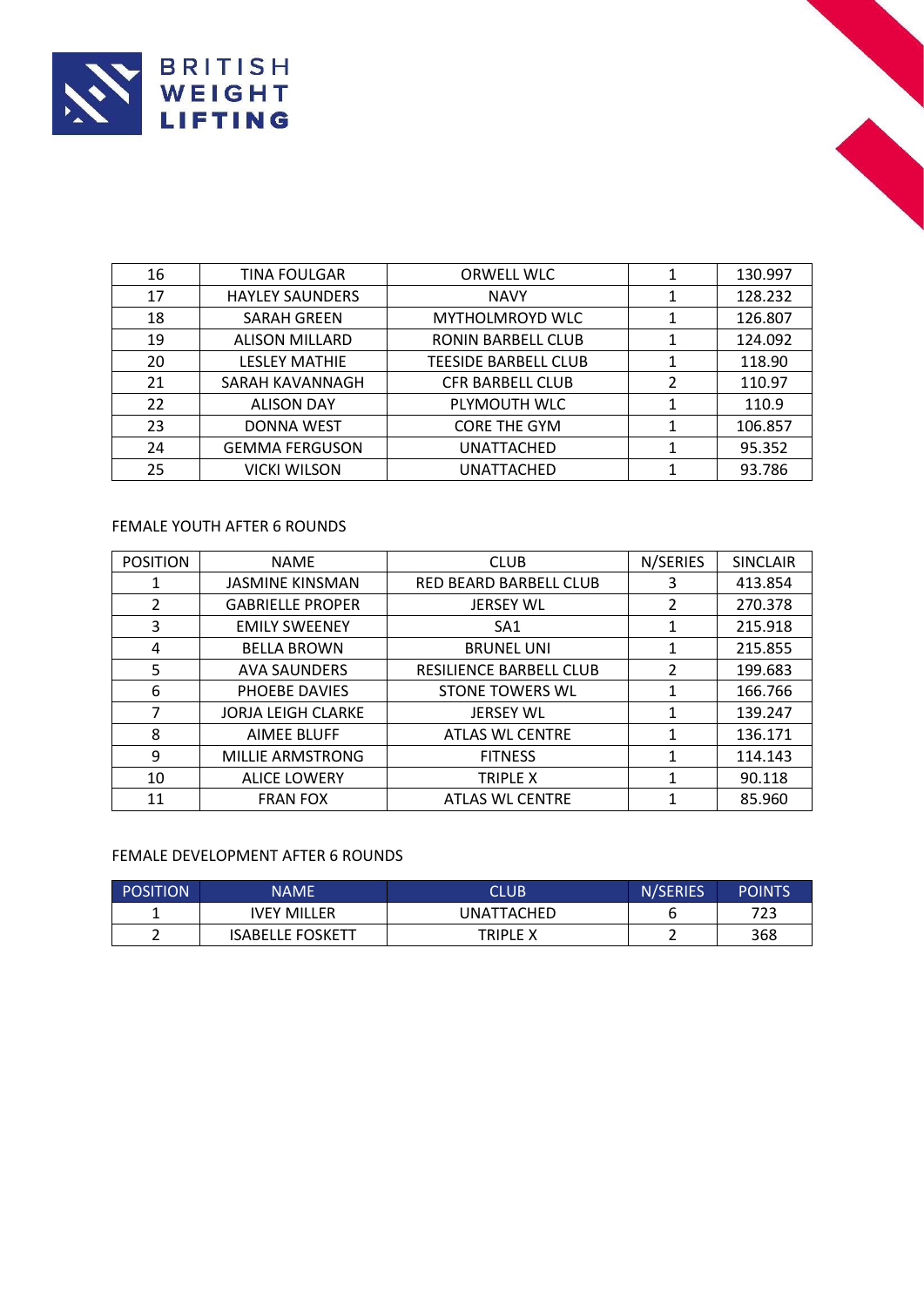| | | | | |
|---|---|---|---|---|
| 16 | TINA FOULGAR | ORWELL WLC | 1 | 130.997 |
| 17 | HAYLEY SAUNDERS | NAVY | 1 | 128.232 |
| 18 | SARAH GREEN | MYTHOLMROYD WLC | 1 | 126.807 |
| 19 | ALISON MILLARD | RONIN BARBELL CLUB | 1 | 124.092 |
| 20 | LESLEY MATHIE | TEESIDE BARBELL CLUB | 1 | 118.90 |
| 21 | SARAH KAVANNAGH | CFR BARBELL CLUB | 2 | 110.97 |
| 22 | ALISON DAY | PLYMOUTH WLC | 1 | 110.9 |
| 23 | DONNA WEST | CORE THE GYM | 1 | 106.857 |
| 24 | GEMMA FERGUSON | UNATTACHED | 1 | 95.352 |
| 25 | VICKI WILSON | UNATTACHED | 1 | 93.786 |

FEMALE YOUTH AFTER 6 ROUNDS

| POSITION | NAME | CLUB | N/SERIES | SINCLAIR |
|---|---|---|---|---|
| 1 | JASMINE KINSMAN | RED BEARD BARBELL CLUB | 3 | 413.854 |
| 2 | GABRIELLE PROPER | JERSEY WL | 2 | 270.378 |
| 3 | EMILY SWEENEY | SA1 | 1 | 215.918 |
| 4 | BELLA BROWN | BRUNEL UNI | 1 | 215.855 |
| 5 | AVA SAUNDERS | RESILIENCE BARBELL CLUB | 2 | 199.683 |
| 6 | PHOEBE DAVIES | STONE TOWERS WL | 1 | 166.766 |
| 7 | JORJA LEIGH CLARKE | JERSEY WL | 1 | 139.247 |
| 8 | AIMEE BLUFF | ATLAS WL CENTRE | 1 | 136.171 |
| 9 | MILLIE ARMSTRONG | FITNESS | 1 | 114.143 |
| 10 | ALICE LOWERY | TRIPLE X | 1 | 90.118 |
| 11 | FRAN FOX | ATLAS WL CENTRE | 1 | 85.960 |

FEMALE DEVELOPMENT AFTER 6 ROUNDS

| POSITION | NAME | CLUB | N/SERIES | POINTS |
|---|---|---|---|---|
| 1 | IVEY MILLER | UNATTACHED | 6 | 723 |
| 2 | ISABELLE FOSKETT | TRIPLE X | 2 | 368 |